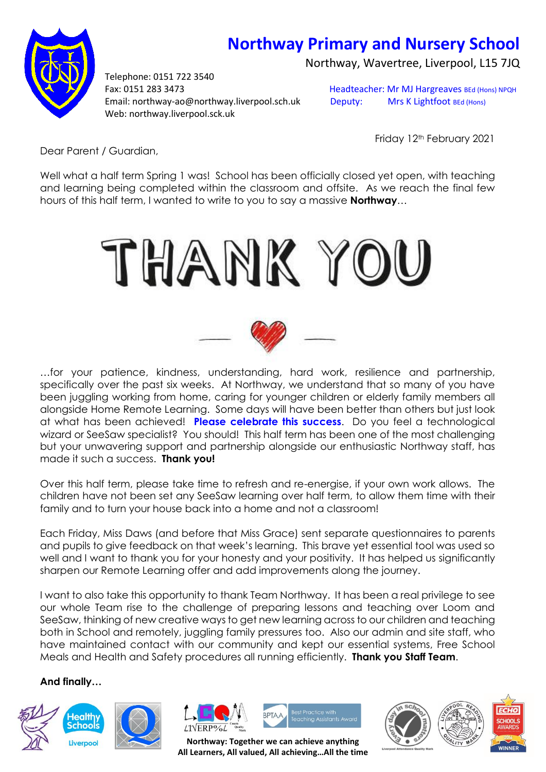# Northway Primary and Nursery School

Northway, Wavertree, Liverpool, L15 7JQ

Telephone: 0151 722 3540
Fax: 0151 283 3473
Email: northway-ao@northway.liverpool.sch.uk
Web: northway.liverpool.sck.uk

Headteacher: Mr MJ Hargreaves BEd (Hons) NPQH
Deputy: Mrs K Lightfoot BEd (Hons)

Friday 12th February 2021

Dear Parent / Guardian,

Well what a half term Spring 1 was! School has been officially closed yet open, with teaching and learning being completed within the classroom and offsite. As we reach the final few hours of this half term, I wanted to write to you to say a massive **Northway**…

# THANK YOU

…for your patience, kindness, understanding, hard work, resilience and partnership, specifically over the past six weeks. At Northway, we understand that so many of you have been juggling working from home, caring for younger children or elderly family members all alongside Home Remote Learning. Some days will have been better than others but just look at what has been achieved! **Please celebrate this success**. Do you feel a technological wizard or SeeSaw specialist? You should! This half term has been one of the most challenging but your unwavering support and partnership alongside our enthusiastic Northway staff, has made it such a success. **Thank you!**

Over this half term, please take time to refresh and re-energise, if your own work allows. The children have not been set any SeeSaw learning over half term, to allow them time with their family and to turn your house back into a home and not a classroom!

Each Friday, Miss Daws (and before that Miss Grace) sent separate questionnaires to parents and pupils to give feedback on that week's learning. This brave yet essential tool was used so well and I want to thank you for your honesty and your positivity. It has helped us significantly sharpen our Remote Learning offer and add improvements along the journey.

I want to also take this opportunity to thank Team Northway. It has been a real privilege to see our whole Team rise to the challenge of preparing lessons and teaching over Loom and SeeSaw, thinking of new creative ways to get new learning across to our children and teaching both in School and remotely, juggling family pressures too. Also our admin and site staff, who have maintained contact with our community and kept our essential systems, Free School Meals and Health and Safety procedures all running efficiently. **Thank you Staff Team**.

**And finally…**

**Northway: Together we can achieve anything**
**All Learners, All valued, All achieving…All the time**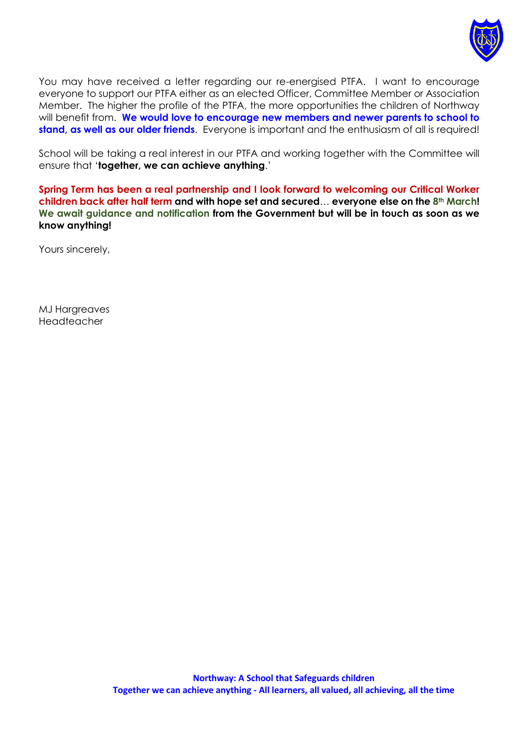You may have received a letter regarding our re-energised PTFA. I want to encourage everyone to support our PTFA either as an elected Officer, Committee Member or Association Member. The higher the profile of the PTFA, the more opportunities the children of Northway will benefit from. **We would love to encourage new members and newer parents to school to stand, as well as our older friends**. Everyone is important and the enthusiasm of all is required!

School will be taking a real interest in our PTFA and working together with the Committee will ensure that '**together, we can achieve anything**.'

**Spring Term has been a real partnership and I look forward to welcoming our Critical Worker children back after half term and with hope set and secured… everyone else on the 8th March! We await guidance and notification from the Government but will be in touch as soon as we know anything!**

Yours sincerely,

MJ Hargreaves
Headteacher

**Northway: A School that Safeguards children**
**Together we can achieve anything - All learners, all valued, all achieving, all the time**